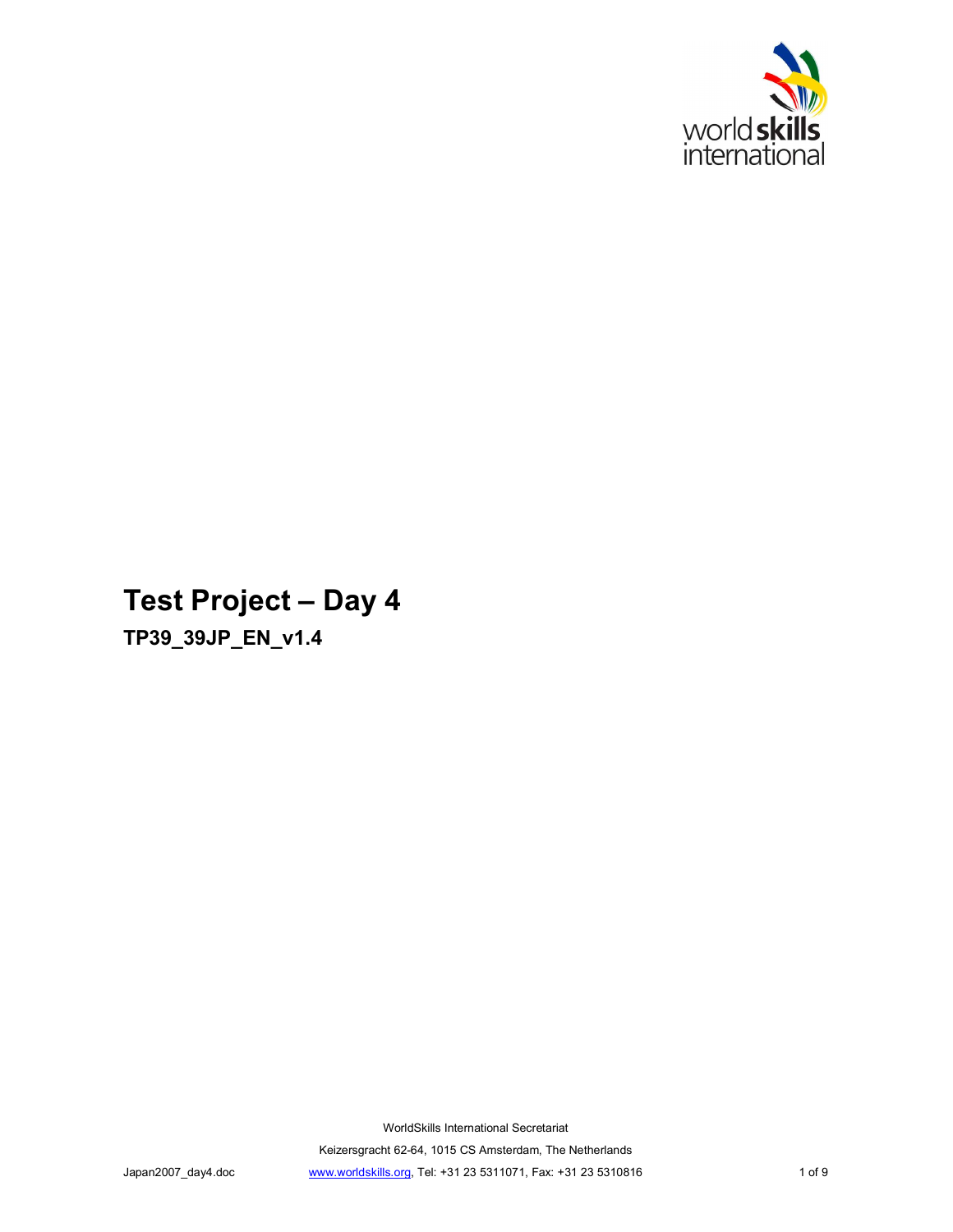# Test Project – Day 4

**TP39_39JP_EN_v1.4**

WorldSkills International Secretariat

Keizersgracht 62-64, 1015 CS Amsterdam, The Netherlands

Japan2007_day4.doc www.worldskills.org, Tel: +31 23 5311071, Fax: +31 23 5310816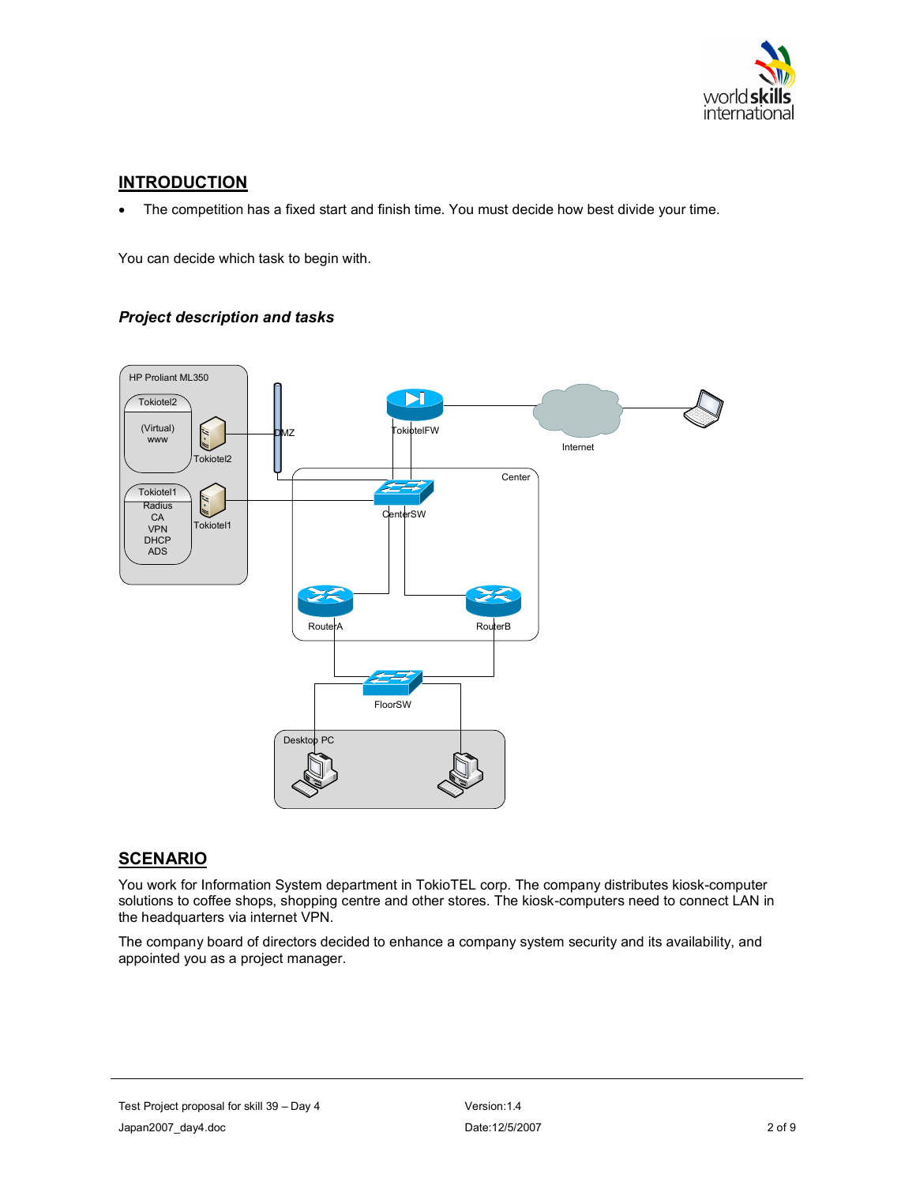## INTRODUCTION

- The competition has a fixed start and finish time. You must decide how best divide your time.

You can decide which task to begin with.

### *Project description and tasks*

HP Proliant ML350

Tokiotel2

(Virtual) www

Tokiotel2

Tokiotel1

Radius CA VPN DHCP ADS

Tokiotel1

DMZ

TokiotelFW

Internet

Center

CenterSW

RouterA

RouterB

FloorSW

Desktop PC

## SCENARIO

You work for Information System department in TokioTEL corp. The company distributes kiosk-computer solutions to coffee shops, shopping centre and other stores. The kiosk-computers need to connect LAN in the headquarters via internet VPN.

The company board of directors decided to enhance a company system security and its availability, and appointed you as a project manager.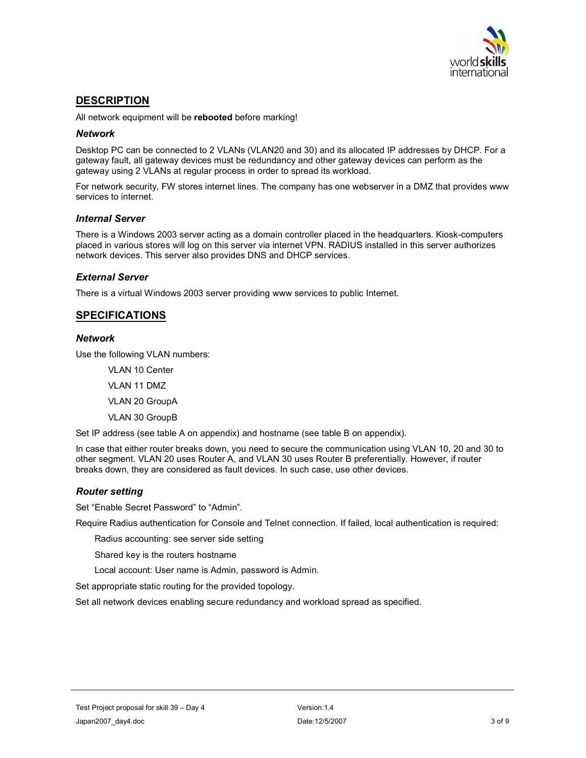## DESCRIPTION

All network equipment will be **rebooted** before marking!

### *Network*

Desktop PC can be connected to 2 VLANs (VLAN20 and 30) and its allocated IP addresses by DHCP. For a gateway fault, all gateway devices must be redundancy and other gateway devices can perform as the gateway using 2 VLANs at regular process in order to spread its workload.

For network security, FW stores internet lines. The company has one webserver in a DMZ that provides www services to internet.

### *Internal Server*

There is a Windows 2003 server acting as a domain controller placed in the headquarters. Kiosk-computers placed in various stores will log on this server via internet VPN. RADIUS installed in this server authorizes network devices. This server also provides DNS and DHCP services.

### *External Server*

There is a virtual Windows 2003 server providing www services to public Internet.

## SPECIFICATIONS

### *Network*

Use the following VLAN numbers:

VLAN 10 Center

VLAN 11 DMZ

VLAN 20 GroupA

VLAN 30 GroupB

Set IP address (see table A on appendix) and hostname (see table B on appendix).

In case that either router breaks down, you need to secure the communication using VLAN 10, 20 and 30 to other segment. VLAN 20 uses Router A, and VLAN 30 uses Router B preferentially. However, if router breaks down, they are considered as fault devices. In such case, use other devices.

### *Router setting*

Set “Enable Secret Password” to “Admin”.

Require Radius authentication for Console and Telnet connection. If failed, local authentication is required:

Radius accounting: see server side setting

Shared key is the routers hostname

Local account: User name is Admin, password is Admin.

Set appropriate static routing for the provided topology.

Set all network devices enabling secure redundancy and workload spread as specified.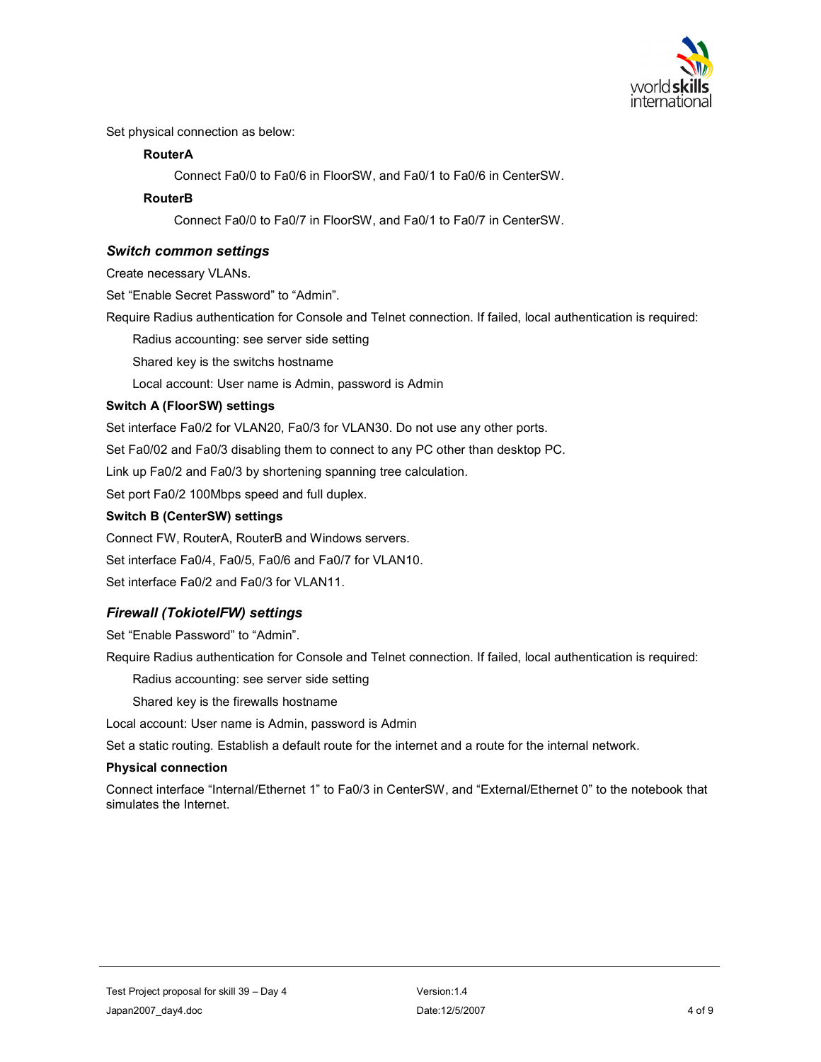Set physical connection as below:

**RouterA**

Connect Fa0/0 to Fa0/6 in FloorSW, and Fa0/1 to Fa0/6 in CenterSW.

**RouterB**

Connect Fa0/0 to Fa0/7 in FloorSW, and Fa0/1 to Fa0/7 in CenterSW.

### *Switch common settings*

Create necessary VLANs.

Set “Enable Secret Password” to “Admin”.

Require Radius authentication for Console and Telnet connection. If failed, local authentication is required:

Radius accounting: see server side setting

Shared key is the switchs hostname

Local account: User name is Admin, password is Admin

**Switch A (FloorSW) settings**

Set interface Fa0/2 for VLAN20, Fa0/3 for VLAN30. Do not use any other ports.

Set Fa0/02 and Fa0/3 disabling them to connect to any PC other than desktop PC.

Link up Fa0/2 and Fa0/3 by shortening spanning tree calculation.

Set port Fa0/2 100Mbps speed and full duplex.

**Switch B (CenterSW) settings**

Connect FW, RouterA, RouterB and Windows servers.

Set interface Fa0/4, Fa0/5, Fa0/6 and Fa0/7 for VLAN10.

Set interface Fa0/2 and Fa0/3 for VLAN11.

### *Firewall (TokiotelFW) settings*

Set “Enable Password” to “Admin”.

Require Radius authentication for Console and Telnet connection. If failed, local authentication is required:

Radius accounting: see server side setting

Shared key is the firewalls hostname

Local account: User name is Admin, password is Admin

Set a static routing. Establish a default route for the internet and a route for the internal network.

**Physical connection**

Connect interface “Internal/Ethernet 1” to Fa0/3 in CenterSW, and “External/Ethernet 0” to the notebook that simulates the Internet.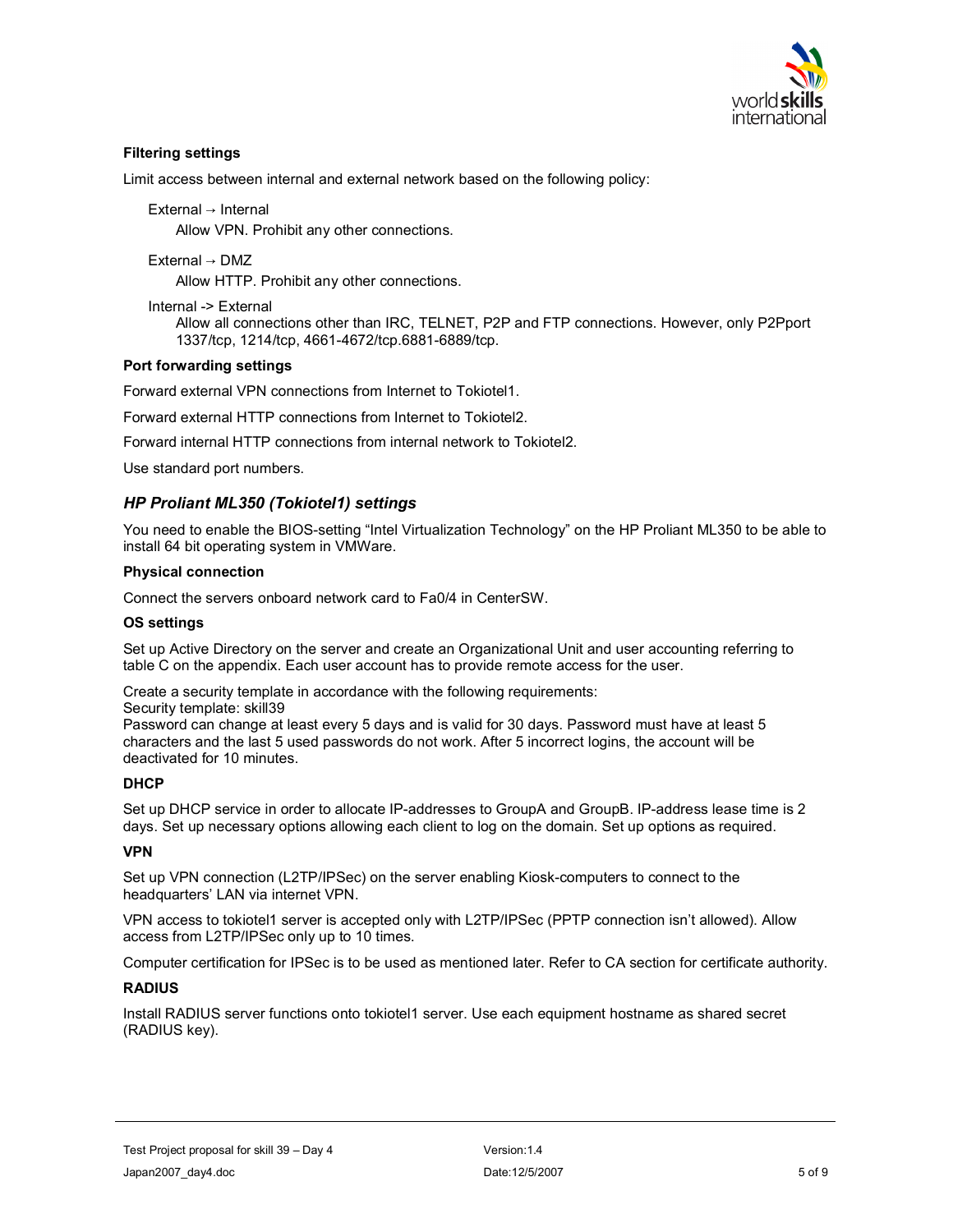**Filtering settings**

Limit access between internal and external network based on the following policy:

External → Internal

Allow VPN. Prohibit any other connections.

External → DMZ

Allow HTTP. Prohibit any other connections.

Internal -> External

Allow all connections other than IRC, TELNET, P2P and FTP connections. However, only P2Pport 1337/tcp, 1214/tcp, 4661-4672/tcp.6881-6889/tcp.

**Port forwarding settings**

Forward external VPN connections from Internet to Tokiotel1.

Forward external HTTP connections from Internet to Tokiotel2.

Forward internal HTTP connections from internal network to Tokiotel2.

Use standard port numbers.

### *HP Proliant ML350 (Tokiotel1) settings*

You need to enable the BIOS-setting "Intel Virtualization Technology" on the HP Proliant ML350 to be able to install 64 bit operating system in VMWare.

**Physical connection**

Connect the servers onboard network card to Fa0/4 in CenterSW.

**OS settings**

Set up Active Directory on the server and create an Organizational Unit and user accounting referring to table C on the appendix. Each user account has to provide remote access for the user.

Create a security template in accordance with the following requirements:
Security template: skill39
Password can change at least every 5 days and is valid for 30 days. Password must have at least 5 characters and the last 5 used passwords do not work. After 5 incorrect logins, the account will be deactivated for 10 minutes.

**DHCP**

Set up DHCP service in order to allocate IP-addresses to GroupA and GroupB. IP-address lease time is 2 days. Set up necessary options allowing each client to log on the domain. Set up options as required.

**VPN**

Set up VPN connection (L2TP/IPSec) on the server enabling Kiosk-computers to connect to the headquarters' LAN via internet VPN.

VPN access to tokiotel1 server is accepted only with L2TP/IPSec (PPTP connection isn't allowed). Allow access from L2TP/IPSec only up to 10 times.

Computer certification for IPSec is to be used as mentioned later. Refer to CA section for certificate authority.

**RADIUS**

Install RADIUS server functions onto tokiotel1 server. Use each equipment hostname as shared secret (RADIUS key).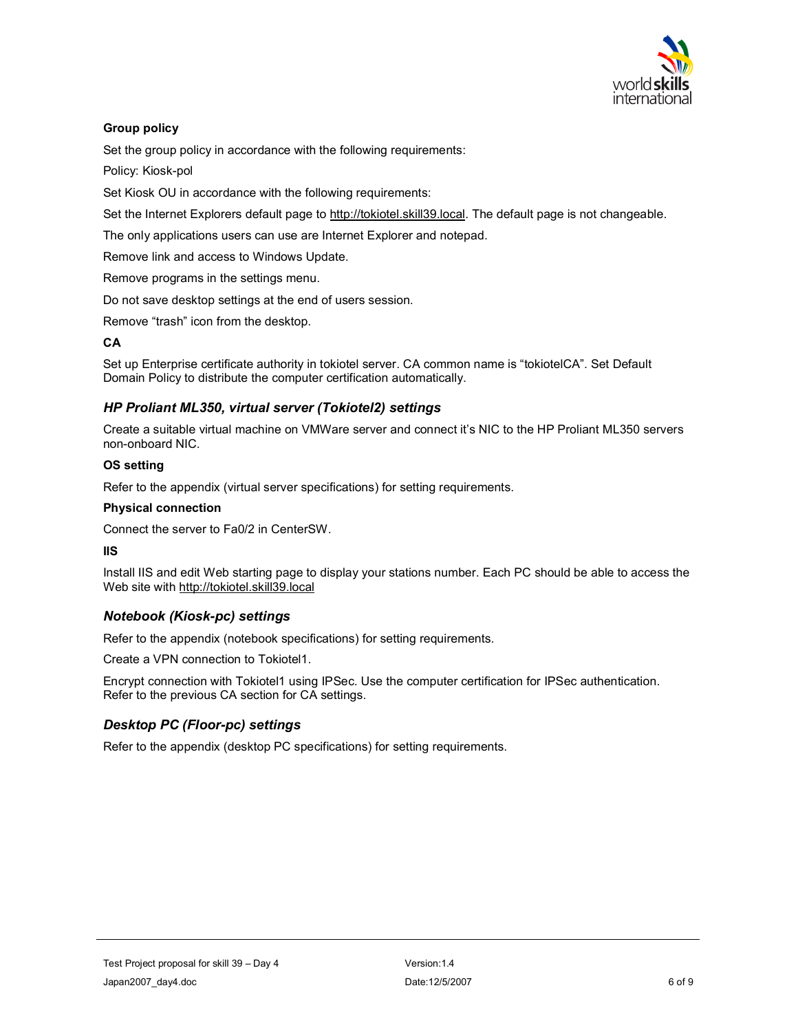**Group policy**

Set the group policy in accordance with the following requirements:

Policy: Kiosk-pol

Set Kiosk OU in accordance with the following requirements:

Set the Internet Explorers default page to http://tokiotel.skill39.local. The default page is not changeable.

The only applications users can use are Internet Explorer and notepad.

Remove link and access to Windows Update.

Remove programs in the settings menu.

Do not save desktop settings at the end of users session.

Remove "trash" icon from the desktop.

**CA**

Set up Enterprise certificate authority in tokiotel server. CA common name is "tokiotelCA". Set Default Domain Policy to distribute the computer certification automatically.

### *HP Proliant ML350, virtual server (Tokiotel2) settings*

Create a suitable virtual machine on VMWare server and connect it's NIC to the HP Proliant ML350 servers non-onboard NIC.

**OS setting**

Refer to the appendix (virtual server specifications) for setting requirements.

**Physical connection**

Connect the server to Fa0/2 in CenterSW.

**IIS**

Install IIS and edit Web starting page to display your stations number. Each PC should be able to access the Web site with http://tokiotel.skill39.local

### *Notebook (Kiosk-pc) settings*

Refer to the appendix (notebook specifications) for setting requirements.

Create a VPN connection to Tokiotel1.

Encrypt connection with Tokiotel1 using IPSec. Use the computer certification for IPSec authentication. Refer to the previous CA section for CA settings.

### *Desktop PC (Floor-pc) settings*

Refer to the appendix (desktop PC specifications) for setting requirements.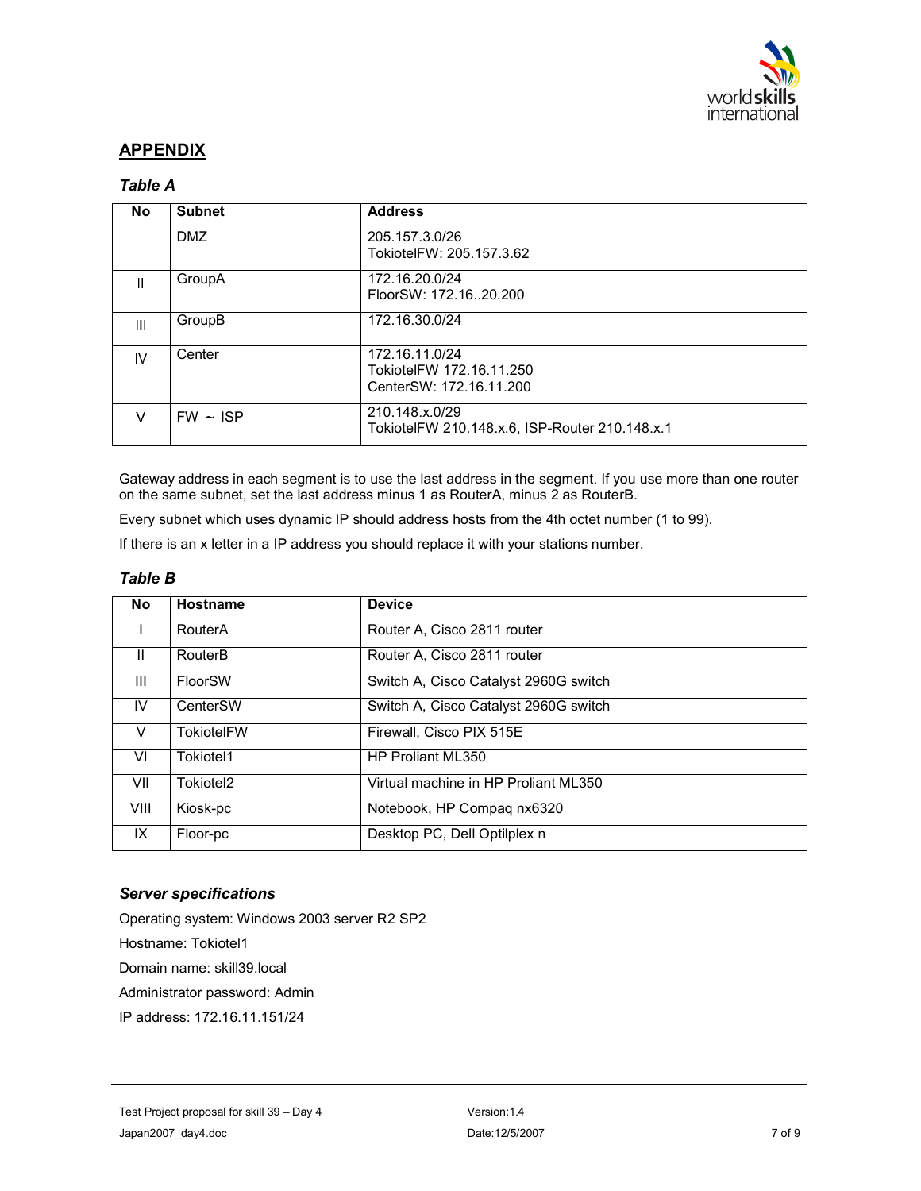# APPENDIX

### *Table A*

| No | Subnet | Address |
|---|---|---|
| I | DMZ | 205.157.3.0/26<br>TokiotelFW: 205.157.3.62 |
| II | GroupA | 172.16.20.0/24<br>FloorSW: 172.16..20.200 |
| III | GroupB | 172.16.30.0/24 |
| IV | Center | 172.16.11.0/24<br>TokiotelFW 172.16.11.250<br>CenterSW: 172.16.11.200 |
| V | FW ～ ISP | 210.148.x.0/29<br>TokiotelFW 210.148.x.6, ISP-Router 210.148.x.1 |

Gateway address in each segment is to use the last address in the segment. If you use more than one router on the same subnet, set the last address minus 1 as RouterA, minus 2 as RouterB.

Every subnet which uses dynamic IP should address hosts from the 4th octet number (1 to 99).

If there is an x letter in a IP address you should replace it with your stations number.

### *Table B*

| No | Hostname | Device |
|---|---|---|
| I | RouterA | Router A, Cisco 2811 router |
| II | RouterB | Router A, Cisco 2811 router |
| III | FloorSW | Switch A, Cisco Catalyst 2960G switch |
| IV | CenterSW | Switch A, Cisco Catalyst 2960G switch |
| V | TokiotelFW | Firewall, Cisco PIX 515E |
| VI | Tokiotel1 | HP Proliant ML350 |
| VII | Tokiotel2 | Virtual machine in HP Proliant ML350 |
| VIII | Kiosk-pc | Notebook, HP Compaq nx6320 |
| IX | Floor-pc | Desktop PC, Dell Optilplex n |

### *Server specifications*

Operating system: Windows 2003 server R2 SP2

Hostname: Tokiotel1

Domain name: skill39.local

Administrator password: Admin

IP address: 172.16.11.151/24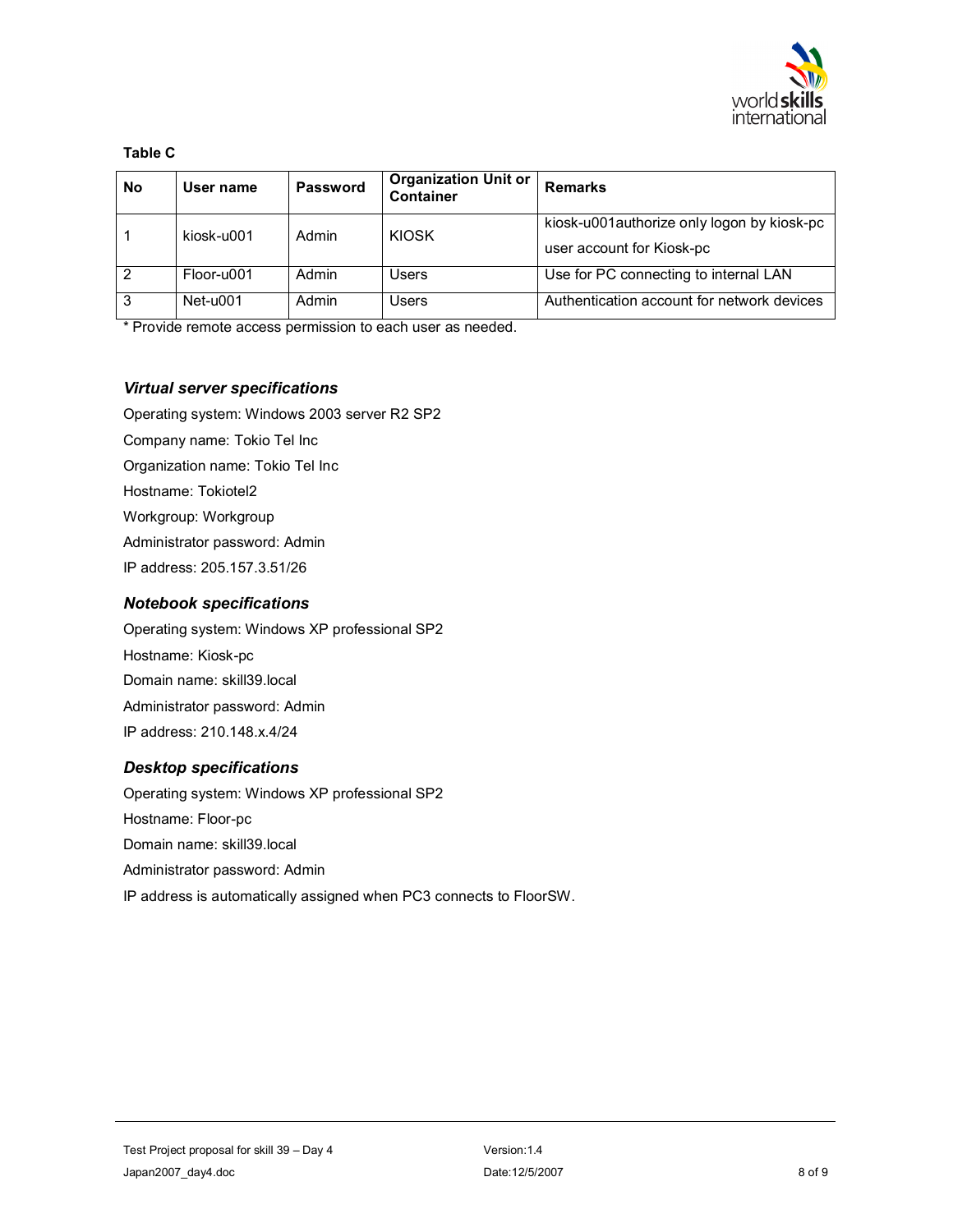**Table C**

| No | User name | Password | Organization Unit or Container | Remarks |
|---|---|---|---|---|
| 1 | kiosk-u001 | Admin | KIOSK | kiosk-u001authorize only logon by kiosk-pc user account for Kiosk-pc |
| 2 | Floor-u001 | Admin | Users | Use for PC connecting to internal LAN |
| 3 | Net-u001 | Admin | Users | Authentication account for network devices |

* Provide remote access permission to each user as needed.

### *Virtual server specifications*

Operating system: Windows 2003 server R2 SP2

Company name: Tokio Tel Inc

Organization name: Tokio Tel Inc

Hostname: Tokiotel2

Workgroup: Workgroup

Administrator password: Admin

IP address: 205.157.3.51/26

### *Notebook specifications*

Operating system: Windows XP professional SP2

Hostname: Kiosk-pc

Domain name: skill39.local

Administrator password: Admin

IP address: 210.148.x.4/24

### *Desktop specifications*

Operating system: Windows XP professional SP2

Hostname: Floor-pc

Domain name: skill39.local

Administrator password: Admin

IP address is automatically assigned when PC3 connects to FloorSW.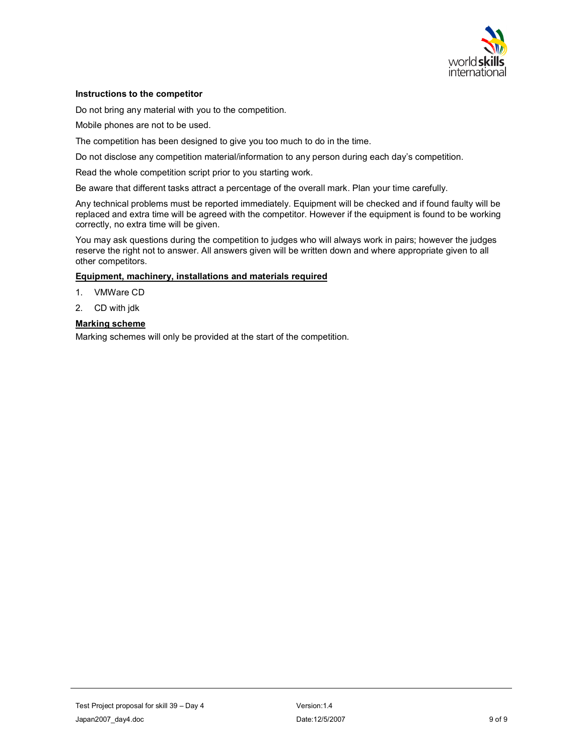**Instructions to the competitor**

Do not bring any material with you to the competition.

Mobile phones are not to be used.

The competition has been designed to give you too much to do in the time.

Do not disclose any competition material/information to any person during each day's competition.

Read the whole competition script prior to you starting work.

Be aware that different tasks attract a percentage of the overall mark. Plan your time carefully.

Any technical problems must be reported immediately. Equipment will be checked and if found faulty will be replaced and extra time will be agreed with the competitor. However if the equipment is found to be working correctly, no extra time will be given.

You may ask questions during the competition to judges who will always work in pairs; however the judges reserve the right not to answer. All answers given will be written down and where appropriate given to all other competitors.

**<u>Equipment, machinery, installations and materials required</u>**

1. VMWare CD
2. CD with jdk

**<u>Marking scheme</u>**

Marking schemes will only be provided at the start of the competition.